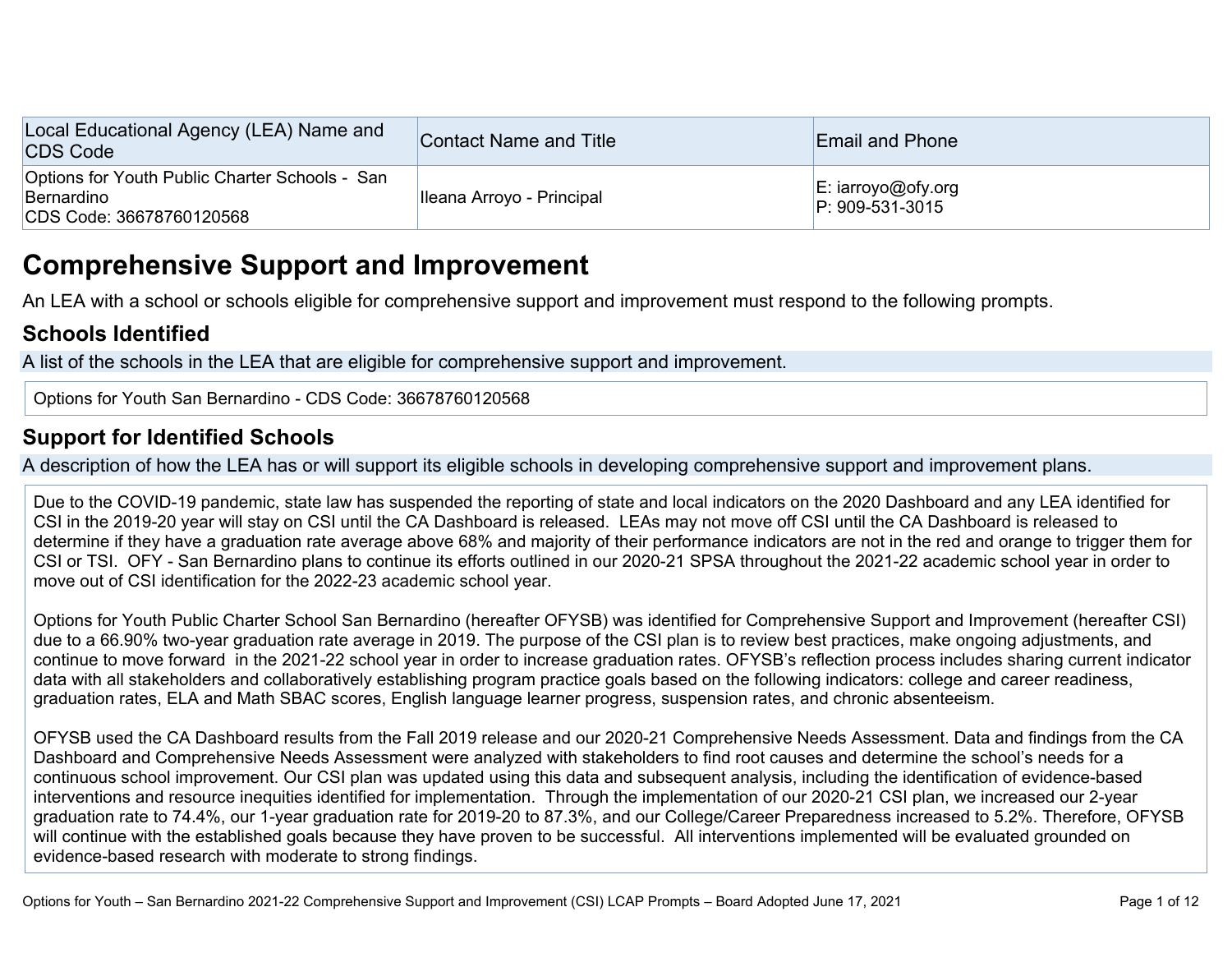| Local Educational Agency (LEA) Name and CDS Code | Contact Name and Title | Email and Phone |
| --- | --- | --- |
| Options for Youth Public Charter Schools - San Bernardino<br>CDS Code: 36678760120568 | Ileana Arroyo - Principal | E: iarroyo@ofy.org<br>P: 909-531-3015 |

# Comprehensive Support and Improvement

An LEA with a school or schools eligible for comprehensive support and improvement must respond to the following prompts.

## Schools Identified

A list of the schools in the LEA that are eligible for comprehensive support and improvement.

Options for Youth San Bernardino - CDS Code: 36678760120568

## Support for Identified Schools

A description of how the LEA has or will support its eligible schools in developing comprehensive support and improvement plans.

Due to the COVID-19 pandemic, state law has suspended the reporting of state and local indicators on the 2020 Dashboard and any LEA identified for CSI in the 2019-20 year will stay on CSI until the CA Dashboard is released. LEAs may not move off CSI until the CA Dashboard is released to determine if they have a graduation rate average above 68% and majority of their performance indicators are not in the red and orange to trigger them for CSI or TSI. OFY - San Bernardino plans to continue its efforts outlined in our 2020-21 SPSA throughout the 2021-22 academic school year in order to move out of CSI identification for the 2022-23 academic school year.

Options for Youth Public Charter School San Bernardino (hereafter OFYSB) was identified for Comprehensive Support and Improvement (hereafter CSI) due to a 66.90% two-year graduation rate average in 2019. The purpose of the CSI plan is to review best practices, make ongoing adjustments, and continue to move forward in the 2021-22 school year in order to increase graduation rates. OFYSB's reflection process includes sharing current indicator data with all stakeholders and collaboratively establishing program practice goals based on the following indicators: college and career readiness, graduation rates, ELA and Math SBAC scores, English language learner progress, suspension rates, and chronic absenteeism.

OFYSB used the CA Dashboard results from the Fall 2019 release and our 2020-21 Comprehensive Needs Assessment. Data and findings from the CA Dashboard and Comprehensive Needs Assessment were analyzed with stakeholders to find root causes and determine the school's needs for a continuous school improvement. Our CSI plan was updated using this data and subsequent analysis, including the identification of evidence-based interventions and resource inequities identified for implementation. Through the implementation of our 2020-21 CSI plan, we increased our 2-year graduation rate to 74.4%, our 1-year graduation rate for 2019-20 to 87.3%, and our College/Career Preparedness increased to 5.2%. Therefore, OFYSB will continue with the established goals because they have proven to be successful. All interventions implemented will be evaluated grounded on evidence-based research with moderate to strong findings.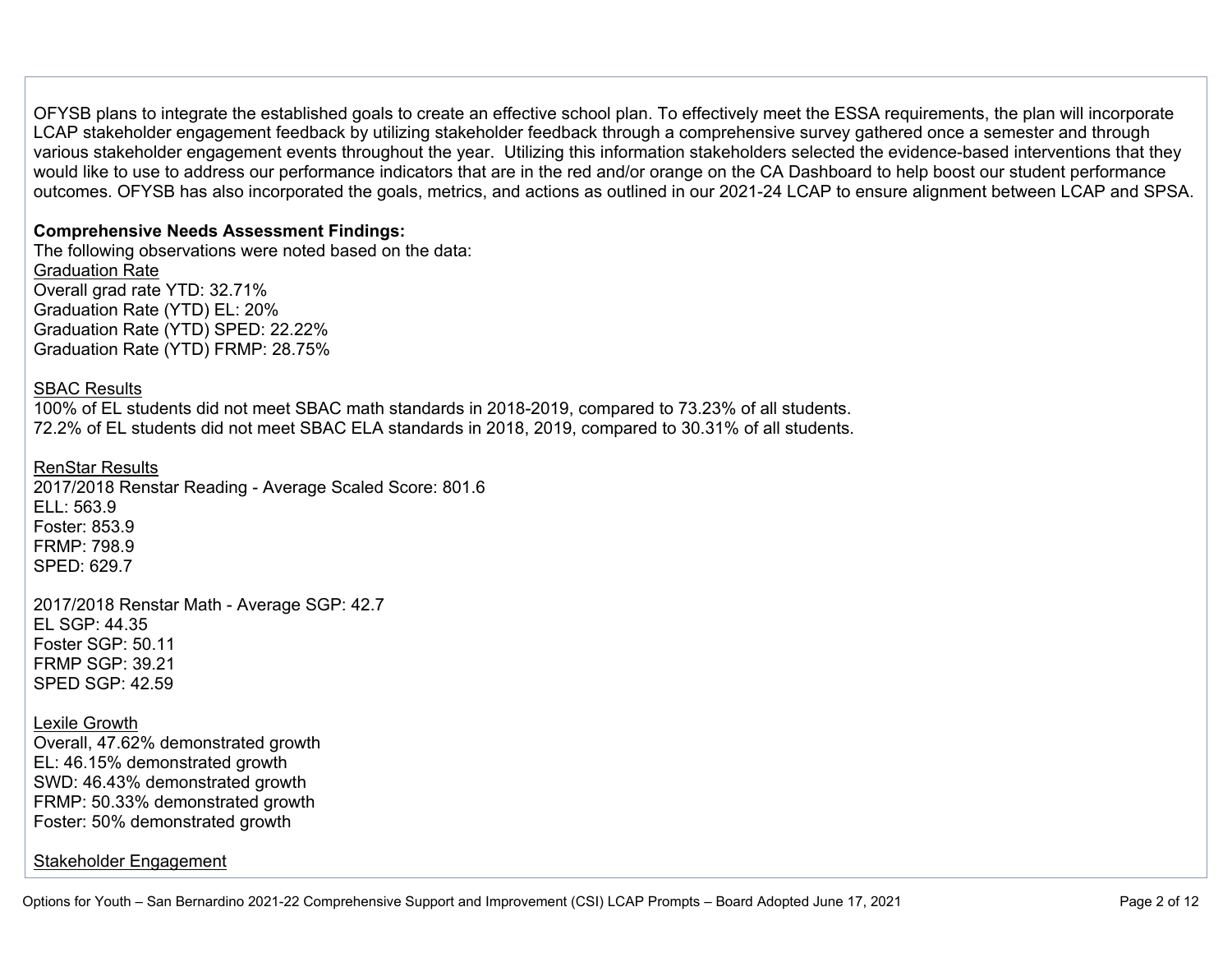OFYSB plans to integrate the established goals to create an effective school plan. To effectively meet the ESSA requirements, the plan will incorporate LCAP stakeholder engagement feedback by utilizing stakeholder feedback through a comprehensive survey gathered once a semester and through various stakeholder engagement events throughout the year. Utilizing this information stakeholders selected the evidence-based interventions that they would like to use to address our performance indicators that are in the red and/or orange on the CA Dashboard to help boost our student performance outcomes. OFYSB has also incorporated the goals, metrics, and actions as outlined in our 2021-24 LCAP to ensure alignment between LCAP and SPSA.

**Comprehensive Needs Assessment Findings:**

The following observations were noted based on the data:

<u>Graduation Rate</u>

Overall grad rate YTD: 32.71%
Graduation Rate (YTD) EL: 20%
Graduation Rate (YTD) SPED: 22.22%
Graduation Rate (YTD) FRMP: 28.75%

<u>SBAC Results</u>

100% of EL students did not meet SBAC math standards in 2018-2019, compared to 73.23% of all students.
72.2% of EL students did not meet SBAC ELA standards in 2018, 2019, compared to 30.31% of all students.

<u>RenStar Results</u>

2017/2018 Renstar Reading - Average Scaled Score: 801.6
ELL: 563.9
Foster: 853.9
FRMP: 798.9
SPED: 629.7

2017/2018 Renstar Math - Average SGP: 42.7
EL SGP: 44.35
Foster SGP: 50.11
FRMP SGP: 39.21
SPED SGP: 42.59

<u>Lexile Growth</u>

Overall, 47.62% demonstrated growth
EL: 46.15% demonstrated growth
SWD: 46.43% demonstrated growth
FRMP: 50.33% demonstrated growth
Foster: 50% demonstrated growth

<u>Stakeholder Engagement</u>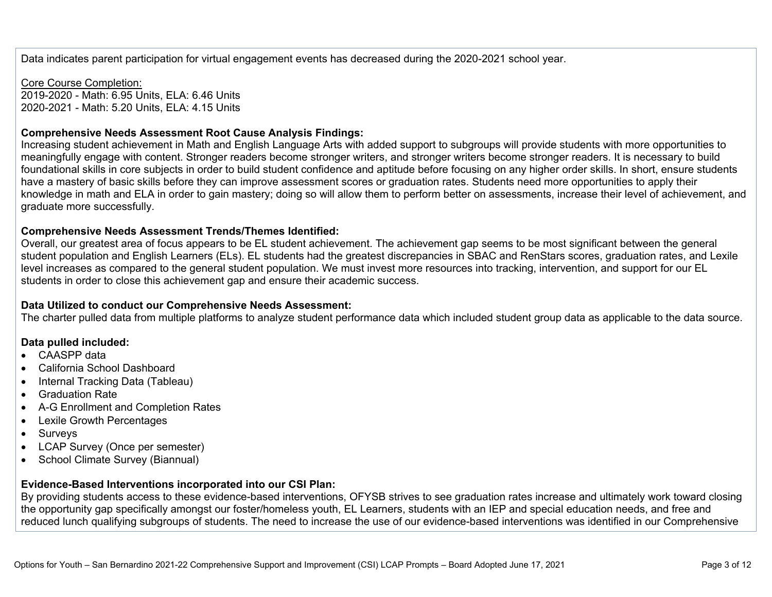Data indicates parent participation for virtual engagement events has decreased during the 2020-2021 school year.

Core Course Completion:
2019-2020 - Math: 6.95 Units, ELA: 6.46 Units
2020-2021 - Math: 5.20 Units, ELA: 4.15 Units

**Comprehensive Needs Assessment Root Cause Analysis Findings:**
Increasing student achievement in Math and English Language Arts with added support to subgroups will provide students with more opportunities to meaningfully engage with content. Stronger readers become stronger writers, and stronger writers become stronger readers. It is necessary to build foundational skills in core subjects in order to build student confidence and aptitude before focusing on any higher order skills. In short, ensure students have a mastery of basic skills before they can improve assessment scores or graduation rates. Students need more opportunities to apply their knowledge in math and ELA in order to gain mastery; doing so will allow them to perform better on assessments, increase their level of achievement, and graduate more successfully.

**Comprehensive Needs Assessment Trends/Themes Identified:**
Overall, our greatest area of focus appears to be EL student achievement. The achievement gap seems to be most significant between the general student population and English Learners (ELs). EL students had the greatest discrepancies in SBAC and RenStars scores, graduation rates, and Lexile level increases as compared to the general student population. We must invest more resources into tracking, intervention, and support for our EL students in order to close this achievement gap and ensure their academic success.

**Data Utilized to conduct our Comprehensive Needs Assessment:**
The charter pulled data from multiple platforms to analyze student performance data which included student group data as applicable to the data source.

**Data pulled included:**

- CAASPP data
- California School Dashboard
- Internal Tracking Data (Tableau)
- Graduation Rate
- A-G Enrollment and Completion Rates
- Lexile Growth Percentages
- Surveys
- LCAP Survey (Once per semester)
- School Climate Survey (Biannual)

**Evidence-Based Interventions incorporated into our CSI Plan:**
By providing students access to these evidence-based interventions, OFYSB strives to see graduation rates increase and ultimately work toward closing the opportunity gap specifically amongst our foster/homeless youth, EL Learners, students with an IEP and special education needs, and free and reduced lunch qualifying subgroups of students. The need to increase the use of our evidence-based interventions was identified in our Comprehensive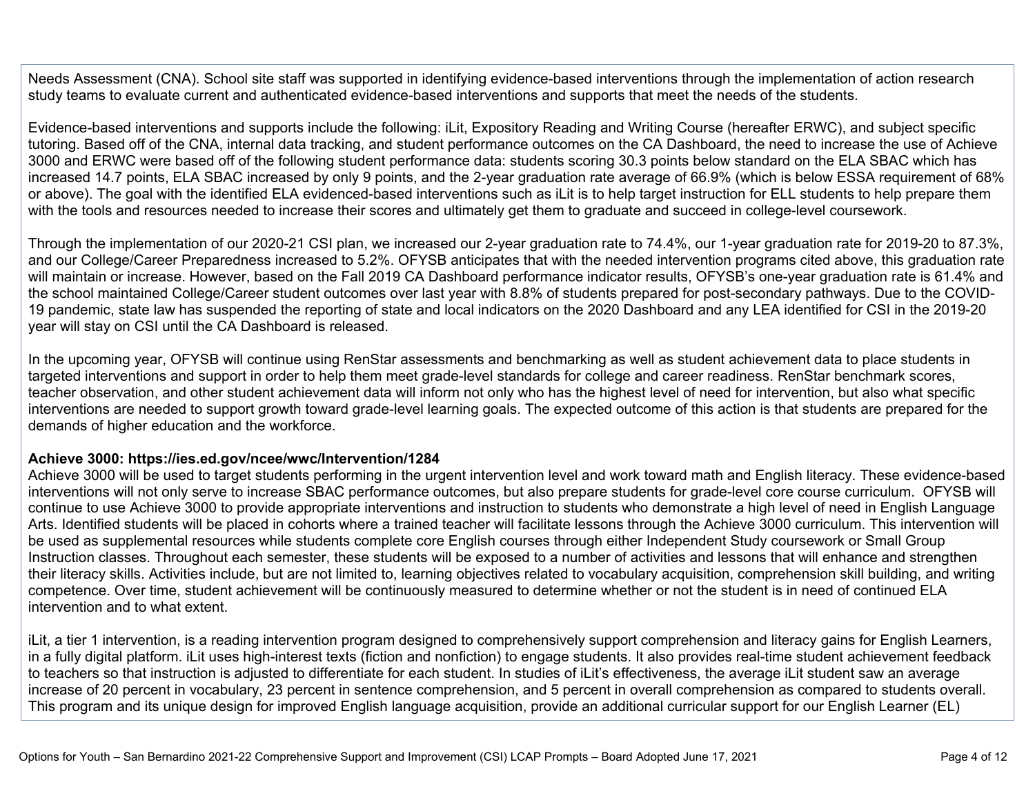Needs Assessment (CNA). School site staff was supported in identifying evidence-based interventions through the implementation of action research study teams to evaluate current and authenticated evidence-based interventions and supports that meet the needs of the students.

Evidence-based interventions and supports include the following: iLit, Expository Reading and Writing Course (hereafter ERWC), and subject specific tutoring. Based off of the CNA, internal data tracking, and student performance outcomes on the CA Dashboard, the need to increase the use of Achieve 3000 and ERWC were based off of the following student performance data: students scoring 30.3 points below standard on the ELA SBAC which has increased 14.7 points, ELA SBAC increased by only 9 points, and the 2-year graduation rate average of 66.9% (which is below ESSA requirement of 68% or above). The goal with the identified ELA evidenced-based interventions such as iLit is to help target instruction for ELL students to help prepare them with the tools and resources needed to increase their scores and ultimately get them to graduate and succeed in college-level coursework.

Through the implementation of our 2020-21 CSI plan, we increased our 2-year graduation rate to 74.4%, our 1-year graduation rate for 2019-20 to 87.3%, and our College/Career Preparedness increased to 5.2%. OFYSB anticipates that with the needed intervention programs cited above, this graduation rate will maintain or increase. However, based on the Fall 2019 CA Dashboard performance indicator results, OFYSB's one-year graduation rate is 61.4% and the school maintained College/Career student outcomes over last year with 8.8% of students prepared for post-secondary pathways. Due to the COVID-19 pandemic, state law has suspended the reporting of state and local indicators on the 2020 Dashboard and any LEA identified for CSI in the 2019-20 year will stay on CSI until the CA Dashboard is released.

In the upcoming year, OFYSB will continue using RenStar assessments and benchmarking as well as student achievement data to place students in targeted interventions and support in order to help them meet grade-level standards for college and career readiness. RenStar benchmark scores, teacher observation, and other student achievement data will inform not only who has the highest level of need for intervention, but also what specific interventions are needed to support growth toward grade-level learning goals. The expected outcome of this action is that students are prepared for the demands of higher education and the workforce.

**Achieve 3000: https://ies.ed.gov/ncee/wwc/Intervention/1284**

Achieve 3000 will be used to target students performing in the urgent intervention level and work toward math and English literacy. These evidence-based interventions will not only serve to increase SBAC performance outcomes, but also prepare students for grade-level core course curriculum. OFYSB will continue to use Achieve 3000 to provide appropriate interventions and instruction to students who demonstrate a high level of need in English Language Arts. Identified students will be placed in cohorts where a trained teacher will facilitate lessons through the Achieve 3000 curriculum. This intervention will be used as supplemental resources while students complete core English courses through either Independent Study coursework or Small Group Instruction classes. Throughout each semester, these students will be exposed to a number of activities and lessons that will enhance and strengthen their literacy skills. Activities include, but are not limited to, learning objectives related to vocabulary acquisition, comprehension skill building, and writing competence. Over time, student achievement will be continuously measured to determine whether or not the student is in need of continued ELA intervention and to what extent.

iLit, a tier 1 intervention, is a reading intervention program designed to comprehensively support comprehension and literacy gains for English Learners, in a fully digital platform. iLit uses high-interest texts (fiction and nonfiction) to engage students. It also provides real-time student achievement feedback to teachers so that instruction is adjusted to differentiate for each student. In studies of iLit's effectiveness, the average iLit student saw an average increase of 20 percent in vocabulary, 23 percent in sentence comprehension, and 5 percent in overall comprehension as compared to students overall. This program and its unique design for improved English language acquisition, provide an additional curricular support for our English Learner (EL)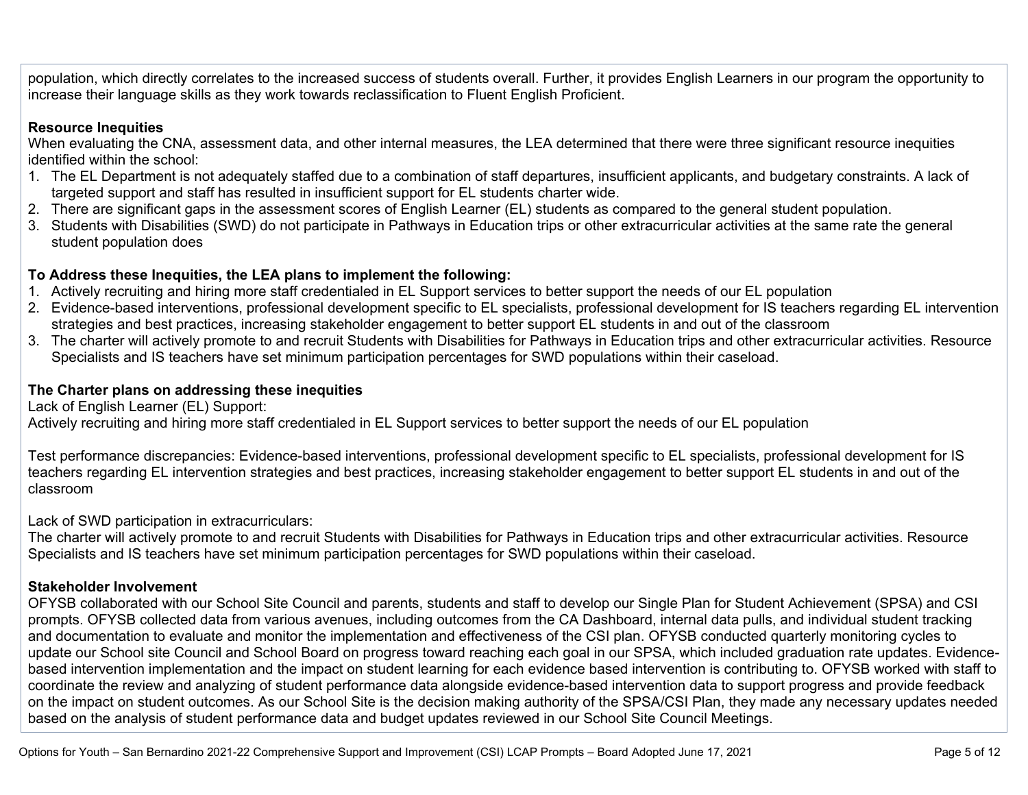population, which directly correlates to the increased success of students overall. Further, it provides English Learners in our program the opportunity to increase their language skills as they work towards reclassification to Fluent English Proficient.

**Resource Inequities**

When evaluating the CNA, assessment data, and other internal measures, the LEA determined that there were three significant resource inequities identified within the school:

1. The EL Department is not adequately staffed due to a combination of staff departures, insufficient applicants, and budgetary constraints. A lack of targeted support and staff has resulted in insufficient support for EL students charter wide.
2. There are significant gaps in the assessment scores of English Learner (EL) students as compared to the general student population.
3. Students with Disabilities (SWD) do not participate in Pathways in Education trips or other extracurricular activities at the same rate the general student population does

**To Address these Inequities, the LEA plans to implement the following:**

1. Actively recruiting and hiring more staff credentialed in EL Support services to better support the needs of our EL population
2. Evidence-based interventions, professional development specific to EL specialists, professional development for IS teachers regarding EL intervention strategies and best practices, increasing stakeholder engagement to better support EL students in and out of the classroom
3. The charter will actively promote to and recruit Students with Disabilities for Pathways in Education trips and other extracurricular activities. Resource Specialists and IS teachers have set minimum participation percentages for SWD populations within their caseload.

**The Charter plans on addressing these inequities**

Lack of English Learner (EL) Support:
Actively recruiting and hiring more staff credentialed in EL Support services to better support the needs of our EL population

Test performance discrepancies: Evidence-based interventions, professional development specific to EL specialists, professional development for IS teachers regarding EL intervention strategies and best practices, increasing stakeholder engagement to better support EL students in and out of the classroom

Lack of SWD participation in extracurriculars:
The charter will actively promote to and recruit Students with Disabilities for Pathways in Education trips and other extracurricular activities. Resource Specialists and IS teachers have set minimum participation percentages for SWD populations within their caseload.

**Stakeholder Involvement**

OFYSB collaborated with our School Site Council and parents, students and staff to develop our Single Plan for Student Achievement (SPSA) and CSI prompts. OFYSB collected data from various avenues, including outcomes from the CA Dashboard, internal data pulls, and individual student tracking and documentation to evaluate and monitor the implementation and effectiveness of the CSI plan. OFYSB conducted quarterly monitoring cycles to update our School site Council and School Board on progress toward reaching each goal in our SPSA, which included graduation rate updates. Evidence-based intervention implementation and the impact on student learning for each evidence based intervention is contributing to. OFYSB worked with staff to coordinate the review and analyzing of student performance data alongside evidence-based intervention data to support progress and provide feedback on the impact on student outcomes. As our School Site is the decision making authority of the SPSA/CSI Plan, they made any necessary updates needed based on the analysis of student performance data and budget updates reviewed in our School Site Council Meetings.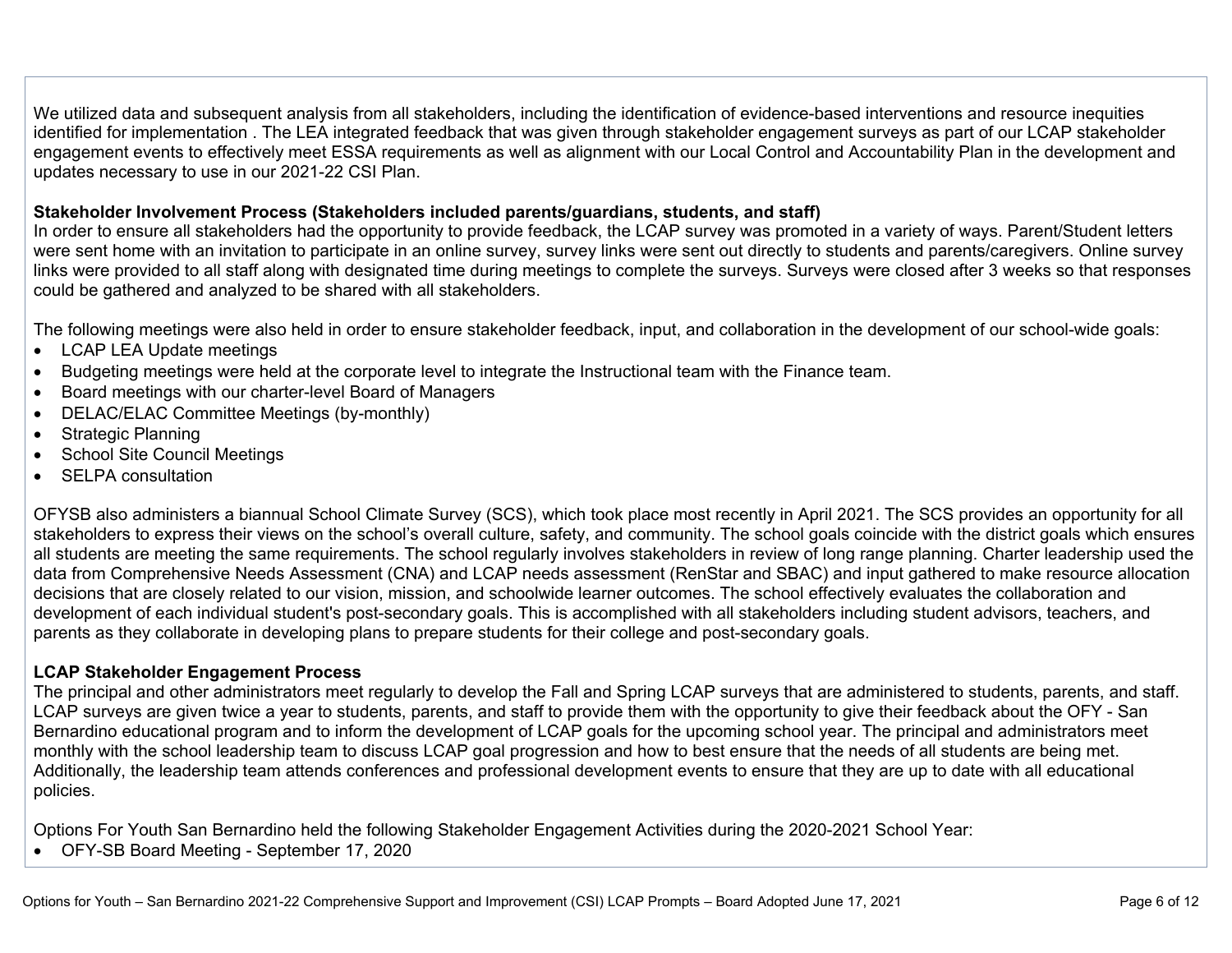We utilized data and subsequent analysis from all stakeholders, including the identification of evidence-based interventions and resource inequities identified for implementation . The LEA integrated feedback that was given through stakeholder engagement surveys as part of our LCAP stakeholder engagement events to effectively meet ESSA requirements as well as alignment with our Local Control and Accountability Plan in the development and updates necessary to use in our 2021-22 CSI Plan.

**Stakeholder Involvement Process (Stakeholders included parents/guardians, students, and staff)**
In order to ensure all stakeholders had the opportunity to provide feedback, the LCAP survey was promoted in a variety of ways. Parent/Student letters were sent home with an invitation to participate in an online survey, survey links were sent out directly to students and parents/caregivers. Online survey links were provided to all staff along with designated time during meetings to complete the surveys. Surveys were closed after 3 weeks so that responses could be gathered and analyzed to be shared with all stakeholders.

The following meetings were also held in order to ensure stakeholder feedback, input, and collaboration in the development of our school-wide goals:

- LCAP LEA Update meetings
- Budgeting meetings were held at the corporate level to integrate the Instructional team with the Finance team.
- Board meetings with our charter-level Board of Managers
- DELAC/ELAC Committee Meetings (by-monthly)
- Strategic Planning
- School Site Council Meetings
- SELPA consultation

OFYSB also administers a biannual School Climate Survey (SCS), which took place most recently in April 2021. The SCS provides an opportunity for all stakeholders to express their views on the school's overall culture, safety, and community. The school goals coincide with the district goals which ensures all students are meeting the same requirements. The school regularly involves stakeholders in review of long range planning. Charter leadership used the data from Comprehensive Needs Assessment (CNA) and LCAP needs assessment (RenStar and SBAC) and input gathered to make resource allocation decisions that are closely related to our vision, mission, and schoolwide learner outcomes. The school effectively evaluates the collaboration and development of each individual student's post-secondary goals. This is accomplished with all stakeholders including student advisors, teachers, and parents as they collaborate in developing plans to prepare students for their college and post-secondary goals.

**LCAP Stakeholder Engagement Process**
The principal and other administrators meet regularly to develop the Fall and Spring LCAP surveys that are administered to students, parents, and staff. LCAP surveys are given twice a year to students, parents, and staff to provide them with the opportunity to give their feedback about the OFY - San Bernardino educational program and to inform the development of LCAP goals for the upcoming school year. The principal and administrators meet monthly with the school leadership team to discuss LCAP goal progression and how to best ensure that the needs of all students are being met. Additionally, the leadership team attends conferences and professional development events to ensure that they are up to date with all educational policies.

Options For Youth San Bernardino held the following Stakeholder Engagement Activities during the 2020-2021 School Year:

- OFY-SB Board Meeting - September 17, 2020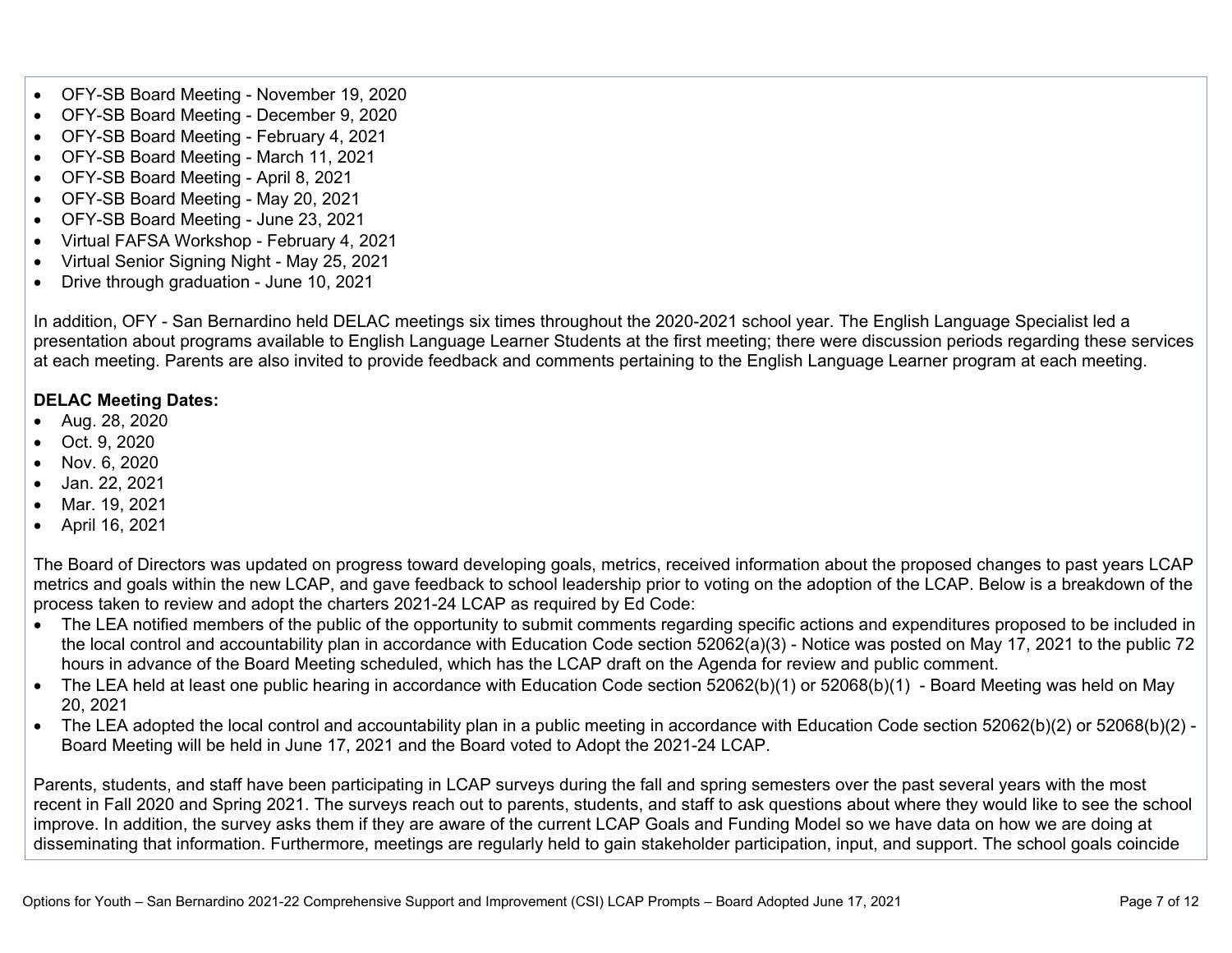- OFY-SB Board Meeting - November 19, 2020
- OFY-SB Board Meeting - December 9, 2020
- OFY-SB Board Meeting - February 4, 2021
- OFY-SB Board Meeting - March 11, 2021
- OFY-SB Board Meeting - April 8, 2021
- OFY-SB Board Meeting - May 20, 2021
- OFY-SB Board Meeting - June 23, 2021
- Virtual FAFSA Workshop - February 4, 2021
- Virtual Senior Signing Night - May 25, 2021
- Drive through graduation - June 10, 2021

In addition, OFY - San Bernardino held DELAC meetings six times throughout the 2020-2021 school year. The English Language Specialist led a presentation about programs available to English Language Learner Students at the first meeting; there were discussion periods regarding these services at each meeting. Parents are also invited to provide feedback and comments pertaining to the English Language Learner program at each meeting.

**DELAC Meeting Dates:**

- Aug. 28, 2020
- Oct. 9, 2020
- Nov. 6, 2020
- Jan. 22, 2021
- Mar. 19, 2021
- April 16, 2021

The Board of Directors was updated on progress toward developing goals, metrics, received information about the proposed changes to past years LCAP metrics and goals within the new LCAP, and gave feedback to school leadership prior to voting on the adoption of the LCAP. Below is a breakdown of the process taken to review and adopt the charters 2021-24 LCAP as required by Ed Code:

- The LEA notified members of the public of the opportunity to submit comments regarding specific actions and expenditures proposed to be included in the local control and accountability plan in accordance with Education Code section 52062(a)(3) - Notice was posted on May 17, 2021 to the public 72 hours in advance of the Board Meeting scheduled, which has the LCAP draft on the Agenda for review and public comment.
- The LEA held at least one public hearing in accordance with Education Code section 52062(b)(1) or 52068(b)(1) - Board Meeting was held on May 20, 2021
- The LEA adopted the local control and accountability plan in a public meeting in accordance with Education Code section 52062(b)(2) or 52068(b)(2) - Board Meeting will be held in June 17, 2021 and the Board voted to Adopt the 2021-24 LCAP.

Parents, students, and staff have been participating in LCAP surveys during the fall and spring semesters over the past several years with the most recent in Fall 2020 and Spring 2021. The surveys reach out to parents, students, and staff to ask questions about where they would like to see the school improve. In addition, the survey asks them if they are aware of the current LCAP Goals and Funding Model so we have data on how we are doing at disseminating that information. Furthermore, meetings are regularly held to gain stakeholder participation, input, and support. The school goals coincide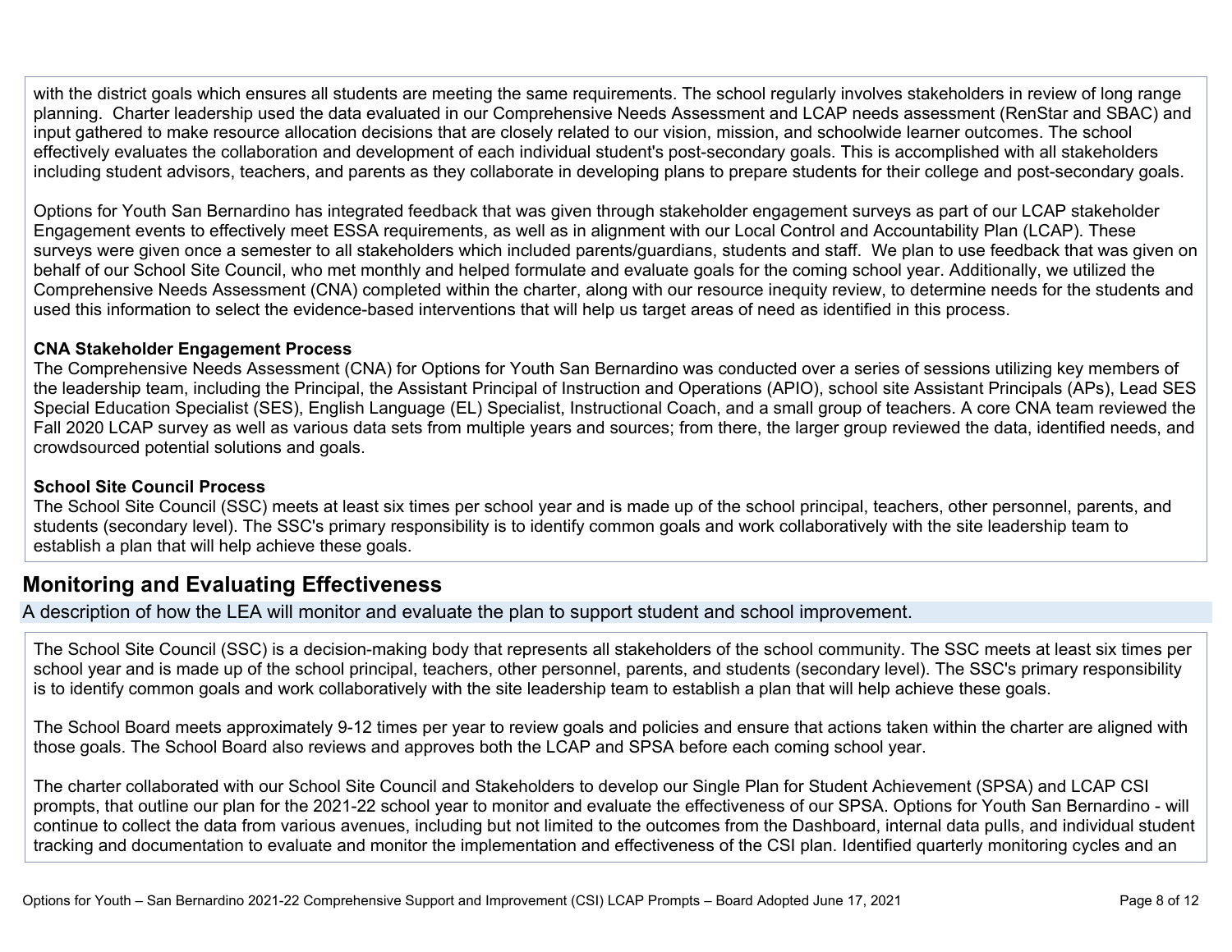with the district goals which ensures all students are meeting the same requirements. The school regularly involves stakeholders in review of long range planning. Charter leadership used the data evaluated in our Comprehensive Needs Assessment and LCAP needs assessment (RenStar and SBAC) and input gathered to make resource allocation decisions that are closely related to our vision, mission, and schoolwide learner outcomes. The school effectively evaluates the collaboration and development of each individual student's post-secondary goals. This is accomplished with all stakeholders including student advisors, teachers, and parents as they collaborate in developing plans to prepare students for their college and post-secondary goals.

Options for Youth San Bernardino has integrated feedback that was given through stakeholder engagement surveys as part of our LCAP stakeholder Engagement events to effectively meet ESSA requirements, as well as in alignment with our Local Control and Accountability Plan (LCAP). These surveys were given once a semester to all stakeholders which included parents/guardians, students and staff. We plan to use feedback that was given on behalf of our School Site Council, who met monthly and helped formulate and evaluate goals for the coming school year. Additionally, we utilized the Comprehensive Needs Assessment (CNA) completed within the charter, along with our resource inequity review, to determine needs for the students and used this information to select the evidence-based interventions that will help us target areas of need as identified in this process.

**CNA Stakeholder Engagement Process**
The Comprehensive Needs Assessment (CNA) for Options for Youth San Bernardino was conducted over a series of sessions utilizing key members of the leadership team, including the Principal, the Assistant Principal of Instruction and Operations (APIO), school site Assistant Principals (APs), Lead SES Special Education Specialist (SES), English Language (EL) Specialist, Instructional Coach, and a small group of teachers. A core CNA team reviewed the Fall 2020 LCAP survey as well as various data sets from multiple years and sources; from there, the larger group reviewed the data, identified needs, and crowdsourced potential solutions and goals.

**School Site Council Process**
The School Site Council (SSC) meets at least six times per school year and is made up of the school principal, teachers, other personnel, parents, and students (secondary level). The SSC's primary responsibility is to identify common goals and work collaboratively with the site leadership team to establish a plan that will help achieve these goals.

## Monitoring and Evaluating Effectiveness

A description of how the LEA will monitor and evaluate the plan to support student and school improvement.

The School Site Council (SSC) is a decision-making body that represents all stakeholders of the school community. The SSC meets at least six times per school year and is made up of the school principal, teachers, other personnel, parents, and students (secondary level). The SSC's primary responsibility is to identify common goals and work collaboratively with the site leadership team to establish a plan that will help achieve these goals.

The School Board meets approximately 9-12 times per year to review goals and policies and ensure that actions taken within the charter are aligned with those goals. The School Board also reviews and approves both the LCAP and SPSA before each coming school year.

The charter collaborated with our School Site Council and Stakeholders to develop our Single Plan for Student Achievement (SPSA) and LCAP CSI prompts, that outline our plan for the 2021-22 school year to monitor and evaluate the effectiveness of our SPSA. Options for Youth San Bernardino - will continue to collect the data from various avenues, including but not limited to the outcomes from the Dashboard, internal data pulls, and individual student tracking and documentation to evaluate and monitor the implementation and effectiveness of the CSI plan. Identified quarterly monitoring cycles and an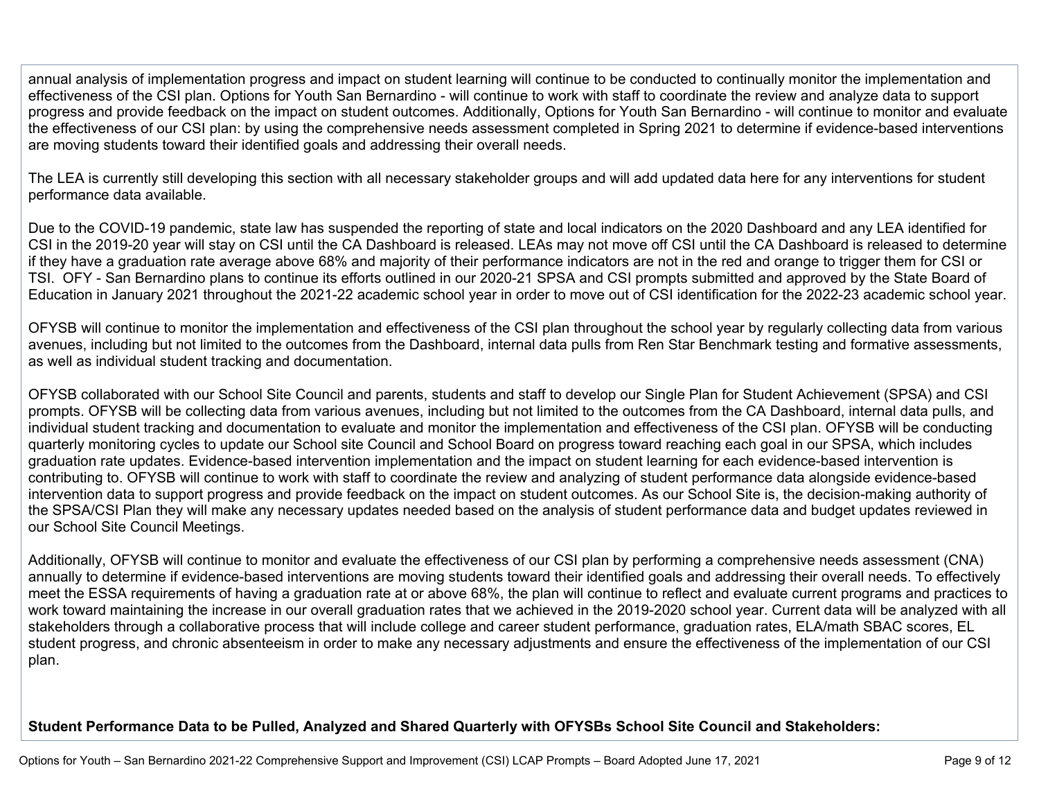annual analysis of implementation progress and impact on student learning will continue to be conducted to continually monitor the implementation and effectiveness of the CSI plan. Options for Youth San Bernardino - will continue to work with staff to coordinate the review and analyze data to support progress and provide feedback on the impact on student outcomes. Additionally, Options for Youth San Bernardino - will continue to monitor and evaluate the effectiveness of our CSI plan: by using the comprehensive needs assessment completed in Spring 2021 to determine if evidence-based interventions are moving students toward their identified goals and addressing their overall needs.

The LEA is currently still developing this section with all necessary stakeholder groups and will add updated data here for any interventions for student performance data available.

Due to the COVID-19 pandemic, state law has suspended the reporting of state and local indicators on the 2020 Dashboard and any LEA identified for CSI in the 2019-20 year will stay on CSI until the CA Dashboard is released. LEAs may not move off CSI until the CA Dashboard is released to determine if they have a graduation rate average above 68% and majority of their performance indicators are not in the red and orange to trigger them for CSI or TSI. OFY - San Bernardino plans to continue its efforts outlined in our 2020-21 SPSA and CSI prompts submitted and approved by the State Board of Education in January 2021 throughout the 2021-22 academic school year in order to move out of CSI identification for the 2022-23 academic school year.

OFYSB will continue to monitor the implementation and effectiveness of the CSI plan throughout the school year by regularly collecting data from various avenues, including but not limited to the outcomes from the Dashboard, internal data pulls from Ren Star Benchmark testing and formative assessments, as well as individual student tracking and documentation.

OFYSB collaborated with our School Site Council and parents, students and staff to develop our Single Plan for Student Achievement (SPSA) and CSI prompts. OFYSB will be collecting data from various avenues, including but not limited to the outcomes from the CA Dashboard, internal data pulls, and individual student tracking and documentation to evaluate and monitor the implementation and effectiveness of the CSI plan. OFYSB will be conducting quarterly monitoring cycles to update our School site Council and School Board on progress toward reaching each goal in our SPSA, which includes graduation rate updates. Evidence-based intervention implementation and the impact on student learning for each evidence-based intervention is contributing to. OFYSB will continue to work with staff to coordinate the review and analyzing of student performance data alongside evidence-based intervention data to support progress and provide feedback on the impact on student outcomes. As our School Site is, the decision-making authority of the SPSA/CSI Plan they will make any necessary updates needed based on the analysis of student performance data and budget updates reviewed in our School Site Council Meetings.

Additionally, OFYSB will continue to monitor and evaluate the effectiveness of our CSI plan by performing a comprehensive needs assessment (CNA) annually to determine if evidence-based interventions are moving students toward their identified goals and addressing their overall needs. To effectively meet the ESSA requirements of having a graduation rate at or above 68%, the plan will continue to reflect and evaluate current programs and practices to work toward maintaining the increase in our overall graduation rates that we achieved in the 2019-2020 school year. Current data will be analyzed with all stakeholders through a collaborative process that will include college and career student performance, graduation rates, ELA/math SBAC scores, EL student progress, and chronic absenteeism in order to make any necessary adjustments and ensure the effectiveness of the implementation of our CSI plan.

**Student Performance Data to be Pulled, Analyzed and Shared Quarterly with OFYSBs School Site Council and Stakeholders:**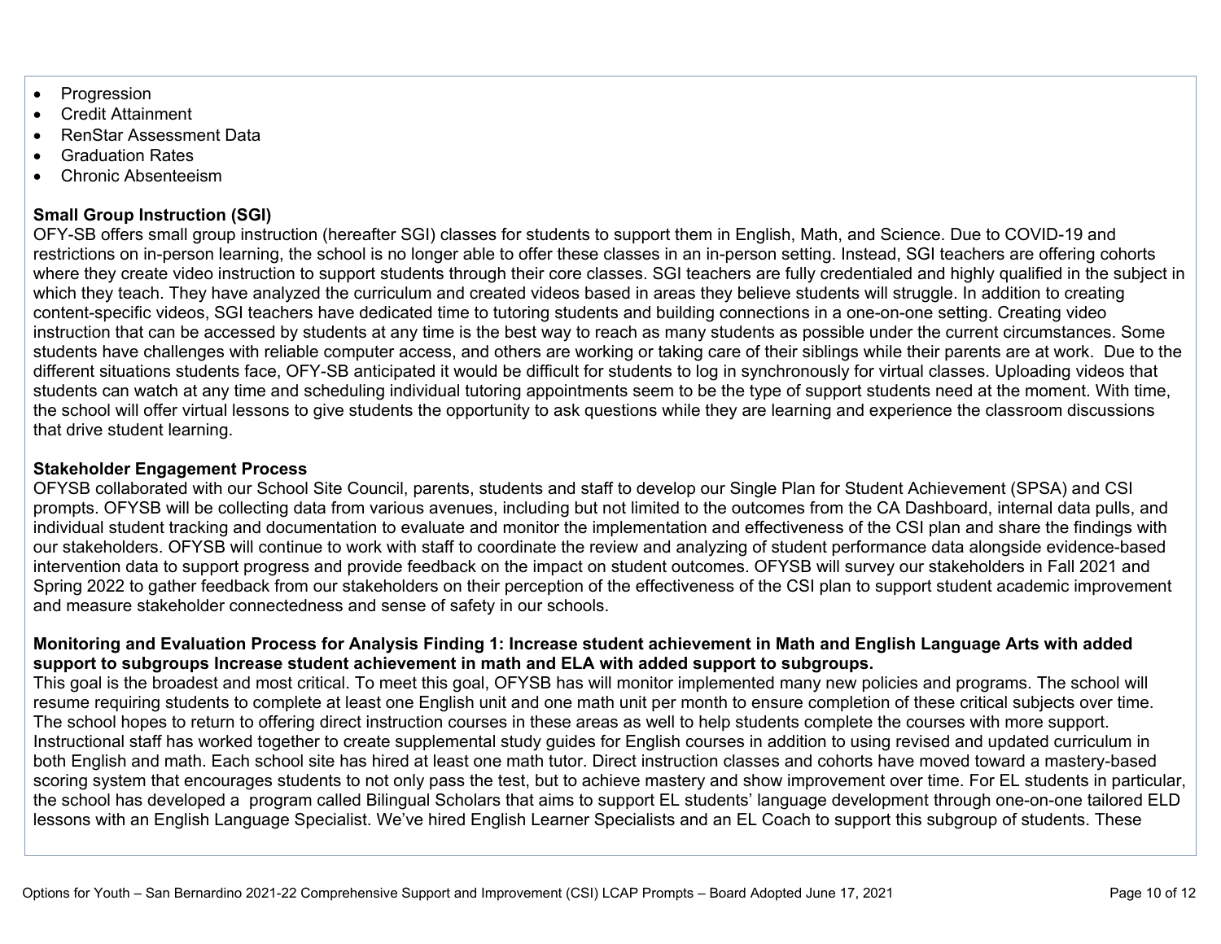- Progression
- Credit Attainment
- RenStar Assessment Data
- Graduation Rates
- Chronic Absenteeism

**Small Group Instruction (SGI)**

OFY-SB offers small group instruction (hereafter SGI) classes for students to support them in English, Math, and Science. Due to COVID-19 and restrictions on in-person learning, the school is no longer able to offer these classes in an in-person setting. Instead, SGI teachers are offering cohorts where they create video instruction to support students through their core classes. SGI teachers are fully credentialed and highly qualified in the subject in which they teach. They have analyzed the curriculum and created videos based in areas they believe students will struggle. In addition to creating content-specific videos, SGI teachers have dedicated time to tutoring students and building connections in a one-on-one setting. Creating video instruction that can be accessed by students at any time is the best way to reach as many students as possible under the current circumstances. Some students have challenges with reliable computer access, and others are working or taking care of their siblings while their parents are at work. Due to the different situations students face, OFY-SB anticipated it would be difficult for students to log in synchronously for virtual classes. Uploading videos that students can watch at any time and scheduling individual tutoring appointments seem to be the type of support students need at the moment. With time, the school will offer virtual lessons to give students the opportunity to ask questions while they are learning and experience the classroom discussions that drive student learning.

**Stakeholder Engagement Process**

OFYSB collaborated with our School Site Council, parents, students and staff to develop our Single Plan for Student Achievement (SPSA) and CSI prompts. OFYSB will be collecting data from various avenues, including but not limited to the outcomes from the CA Dashboard, internal data pulls, and individual student tracking and documentation to evaluate and monitor the implementation and effectiveness of the CSI plan and share the findings with our stakeholders. OFYSB will continue to work with staff to coordinate the review and analyzing of student performance data alongside evidence-based intervention data to support progress and provide feedback on the impact on student outcomes. OFYSB will survey our stakeholders in Fall 2021 and Spring 2022 to gather feedback from our stakeholders on their perception of the effectiveness of the CSI plan to support student academic improvement and measure stakeholder connectedness and sense of safety in our schools.

**Monitoring and Evaluation Process for Analysis Finding 1: Increase student achievement in Math and English Language Arts with added support to subgroups Increase student achievement in math and ELA with added support to subgroups.**

This goal is the broadest and most critical. To meet this goal, OFYSB has will monitor implemented many new policies and programs. The school will resume requiring students to complete at least one English unit and one math unit per month to ensure completion of these critical subjects over time. The school hopes to return to offering direct instruction courses in these areas as well to help students complete the courses with more support. Instructional staff has worked together to create supplemental study guides for English courses in addition to using revised and updated curriculum in both English and math. Each school site has hired at least one math tutor. Direct instruction classes and cohorts have moved toward a mastery-based scoring system that encourages students to not only pass the test, but to achieve mastery and show improvement over time. For EL students in particular, the school has developed a program called Bilingual Scholars that aims to support EL students' language development through one-on-one tailored ELD lessons with an English Language Specialist. We've hired English Learner Specialists and an EL Coach to support this subgroup of students. These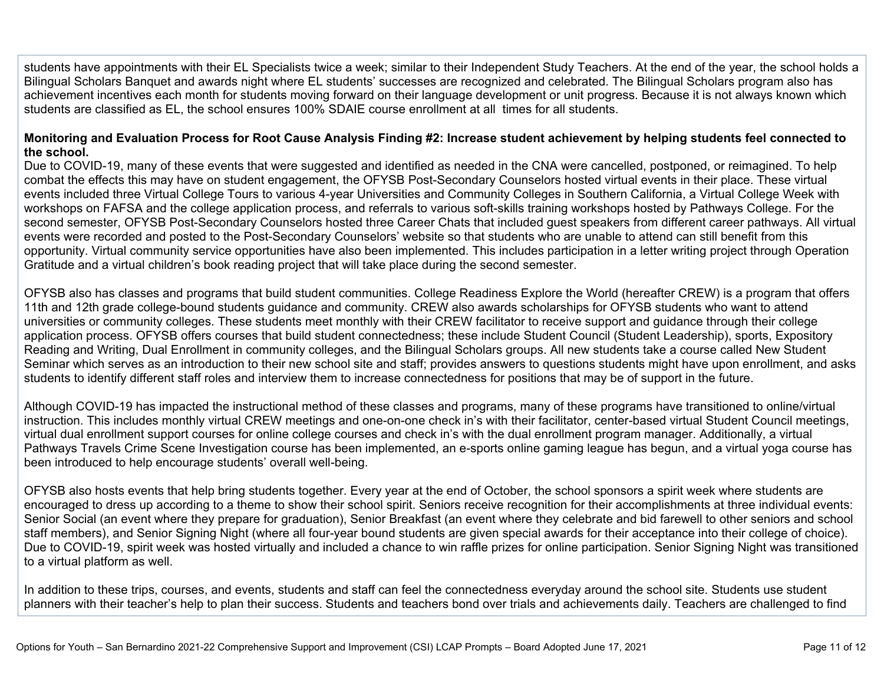students have appointments with their EL Specialists twice a week; similar to their Independent Study Teachers. At the end of the year, the school holds a Bilingual Scholars Banquet and awards night where EL students' successes are recognized and celebrated. The Bilingual Scholars program also has achievement incentives each month for students moving forward on their language development or unit progress. Because it is not always known which students are classified as EL, the school ensures 100% SDAIE course enrollment at all times for all students.

**Monitoring and Evaluation Process for Root Cause Analysis Finding #2: Increase student achievement by helping students feel connected to the school.**

Due to COVID-19, many of these events that were suggested and identified as needed in the CNA were cancelled, postponed, or reimagined. To help combat the effects this may have on student engagement, the OFYSB Post-Secondary Counselors hosted virtual events in their place. These virtual events included three Virtual College Tours to various 4-year Universities and Community Colleges in Southern California, a Virtual College Week with workshops on FAFSA and the college application process, and referrals to various soft-skills training workshops hosted by Pathways College. For the second semester, OFYSB Post-Secondary Counselors hosted three Career Chats that included guest speakers from different career pathways. All virtual events were recorded and posted to the Post-Secondary Counselors' website so that students who are unable to attend can still benefit from this opportunity. Virtual community service opportunities have also been implemented. This includes participation in a letter writing project through Operation Gratitude and a virtual children's book reading project that will take place during the second semester.

OFYSB also has classes and programs that build student communities. College Readiness Explore the World (hereafter CREW) is a program that offers 11th and 12th grade college-bound students guidance and community. CREW also awards scholarships for OFYSB students who want to attend universities or community colleges. These students meet monthly with their CREW facilitator to receive support and guidance through their college application process. OFYSB offers courses that build student connectedness; these include Student Council (Student Leadership), sports, Expository Reading and Writing, Dual Enrollment in community colleges, and the Bilingual Scholars groups. All new students take a course called New Student Seminar which serves as an introduction to their new school site and staff; provides answers to questions students might have upon enrollment, and asks students to identify different staff roles and interview them to increase connectedness for positions that may be of support in the future.

Although COVID-19 has impacted the instructional method of these classes and programs, many of these programs have transitioned to online/virtual instruction. This includes monthly virtual CREW meetings and one-on-one check in's with their facilitator, center-based virtual Student Council meetings, virtual dual enrollment support courses for online college courses and check in's with the dual enrollment program manager. Additionally, a virtual Pathways Travels Crime Scene Investigation course has been implemented, an e-sports online gaming league has begun, and a virtual yoga course has been introduced to help encourage students' overall well-being.

OFYSB also hosts events that help bring students together. Every year at the end of October, the school sponsors a spirit week where students are encouraged to dress up according to a theme to show their school spirit. Seniors receive recognition for their accomplishments at three individual events: Senior Social (an event where they prepare for graduation), Senior Breakfast (an event where they celebrate and bid farewell to other seniors and school staff members), and Senior Signing Night (where all four-year bound students are given special awards for their acceptance into their college of choice). Due to COVID-19, spirit week was hosted virtually and included a chance to win raffle prizes for online participation. Senior Signing Night was transitioned to a virtual platform as well.

In addition to these trips, courses, and events, students and staff can feel the connectedness everyday around the school site. Students use student planners with their teacher's help to plan their success. Students and teachers bond over trials and achievements daily. Teachers are challenged to find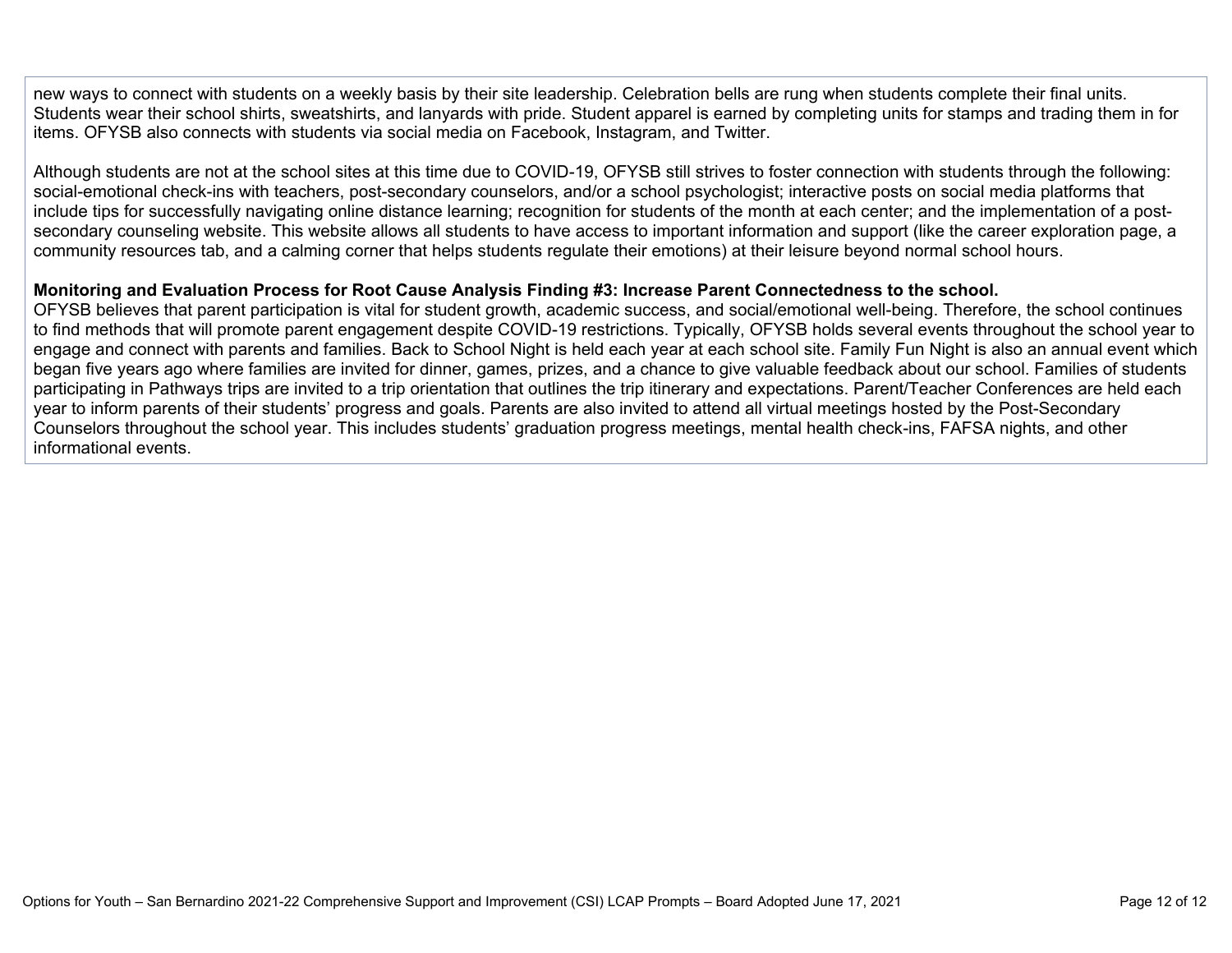new ways to connect with students on a weekly basis by their site leadership. Celebration bells are rung when students complete their final units. Students wear their school shirts, sweatshirts, and lanyards with pride. Student apparel is earned by completing units for stamps and trading them in for items. OFYSB also connects with students via social media on Facebook, Instagram, and Twitter.

Although students are not at the school sites at this time due to COVID-19, OFYSB still strives to foster connection with students through the following: social-emotional check-ins with teachers, post-secondary counselors, and/or a school psychologist; interactive posts on social media platforms that include tips for successfully navigating online distance learning; recognition for students of the month at each center; and the implementation of a post-secondary counseling website. This website allows all students to have access to important information and support (like the career exploration page, a community resources tab, and a calming corner that helps students regulate their emotions) at their leisure beyond normal school hours.

**Monitoring and Evaluation Process for Root Cause Analysis Finding #3: Increase Parent Connectedness to the school.**

OFYSB believes that parent participation is vital for student growth, academic success, and social/emotional well-being. Therefore, the school continues to find methods that will promote parent engagement despite COVID-19 restrictions. Typically, OFYSB holds several events throughout the school year to engage and connect with parents and families. Back to School Night is held each year at each school site. Family Fun Night is also an annual event which began five years ago where families are invited for dinner, games, prizes, and a chance to give valuable feedback about our school. Families of students participating in Pathways trips are invited to a trip orientation that outlines the trip itinerary and expectations. Parent/Teacher Conferences are held each year to inform parents of their students' progress and goals. Parents are also invited to attend all virtual meetings hosted by the Post-Secondary Counselors throughout the school year. This includes students' graduation progress meetings, mental health check-ins, FAFSA nights, and other informational events.